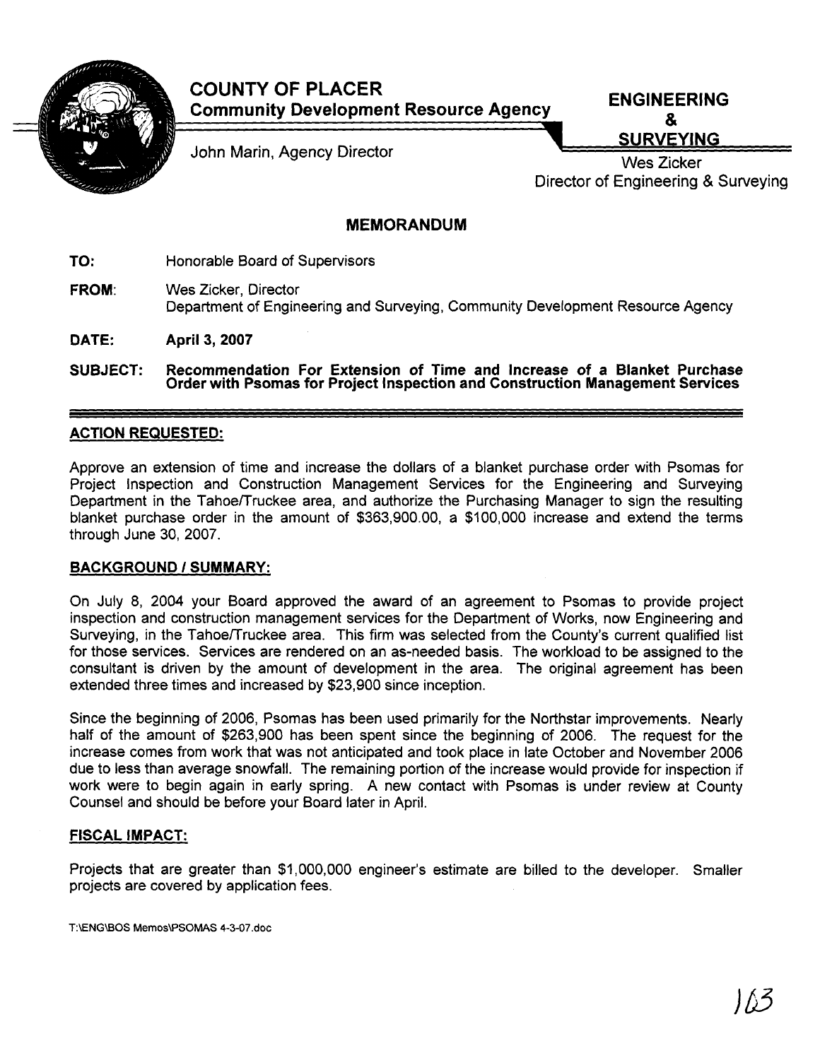# COUNTY OF PLACER

**Community Development Resource Agency**

John Marin, Agency Director

**ENGINEERING & SURVEYING**

Wes Zicker
Director of Engineering & Surveying

## MEMORANDUM

**TO:** Honorable Board of Supervisors

**FROM:** Wes Zicker, Director
Department of Engineering and Surveying, Community Development Resource Agency

**DATE:** **April 3, 2007**

**SUBJECT:** **Recommendation For Extension of Time and Increase of a Blanket Purchase Order with Psomas for Project Inspection and Construction Management Services**

### ACTION REQUESTED:

Approve an extension of time and increase the dollars of a blanket purchase order with Psomas for Project Inspection and Construction Management Services for the Engineering and Surveying Department in the Tahoe/Truckee area, and authorize the Purchasing Manager to sign the resulting blanket purchase order in the amount of $363,900.00, a $100,000 increase and extend the terms through June 30, 2007.

### BACKGROUND / SUMMARY:

On July 8, 2004 your Board approved the award of an agreement to Psomas to provide project inspection and construction management services for the Department of Works, now Engineering and Surveying, in the Tahoe/Truckee area. This firm was selected from the County's current qualified list for those services. Services are rendered on an as-needed basis. The workload to be assigned to the consultant is driven by the amount of development in the area. The original agreement has been extended three times and increased by $23,900 since inception.

Since the beginning of 2006, Psomas has been used primarily for the Northstar improvements. Nearly half of the amount of $263,900 has been spent since the beginning of 2006. The request for the increase comes from work that was not anticipated and took place in late October and November 2006 due to less than average snowfall. The remaining portion of the increase would provide for inspection if work were to begin again in early spring. A new contact with Psomas is under review at County Counsel and should be before your Board later in April.

### FISCAL IMPACT:

Projects that are greater than $1,000,000 engineer's estimate are billed to the developer. Smaller projects are covered by application fees.

T:\ENG\BOS Memos\PSOMAS 4-3-07.doc